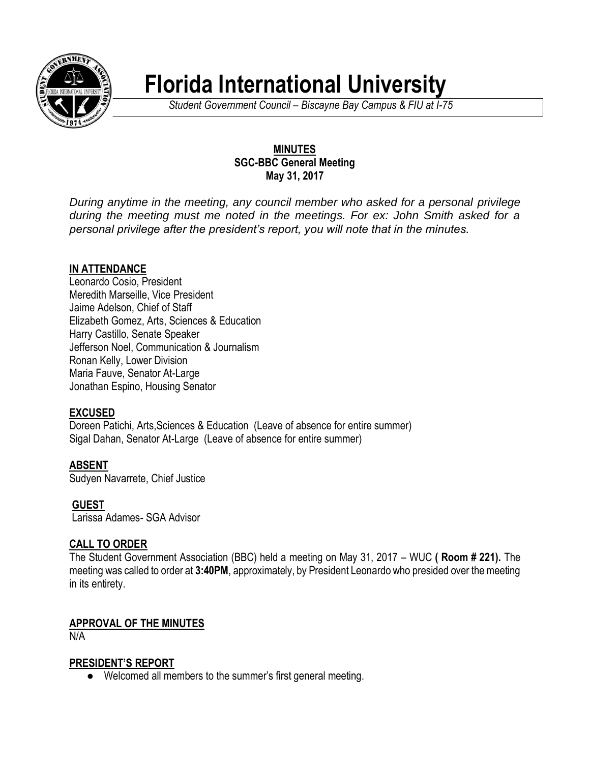# Florida International University

*Student Government Council – Biscayne Bay Campus & FIU at I-75*

**MINUTES**
**SGC-BBC General Meeting**
**May 31, 2017**

*During anytime in the meeting, any council member who asked for a personal privilege during the meeting must me noted in the meetings. For ex: John Smith asked for a personal privilege after the president's report, you will note that in the minutes.*

## IN ATTENDANCE

Leonardo Cosio, President
Meredith Marseille, Vice President
Jaime Adelson, Chief of Staff
Elizabeth Gomez, Arts, Sciences & Education
Harry Castillo, Senate Speaker
Jefferson Noel, Communication & Journalism
Ronan Kelly, Lower Division
Maria Fauve, Senator At-Large
Jonathan Espino, Housing Senator

## EXCUSED

Doreen Patichi, Arts,Sciences & Education (Leave of absence for entire summer)
Sigal Dahan, Senator At-Large (Leave of absence for entire summer)

## ABSENT

Sudyen Navarrete, Chief Justice

## GUEST

Larissa Adames- SGA Advisor

## CALL TO ORDER

The Student Government Association (BBC) held a meeting on May 31, 2017 – WUC **( Room # 221).** The meeting was called to order at **3:40PM**, approximately, by President Leonardo who presided over the meeting in its entirety.

## APPROVAL OF THE MINUTES

N/A

## PRESIDENT'S REPORT

- Welcomed all members to the summer's first general meeting.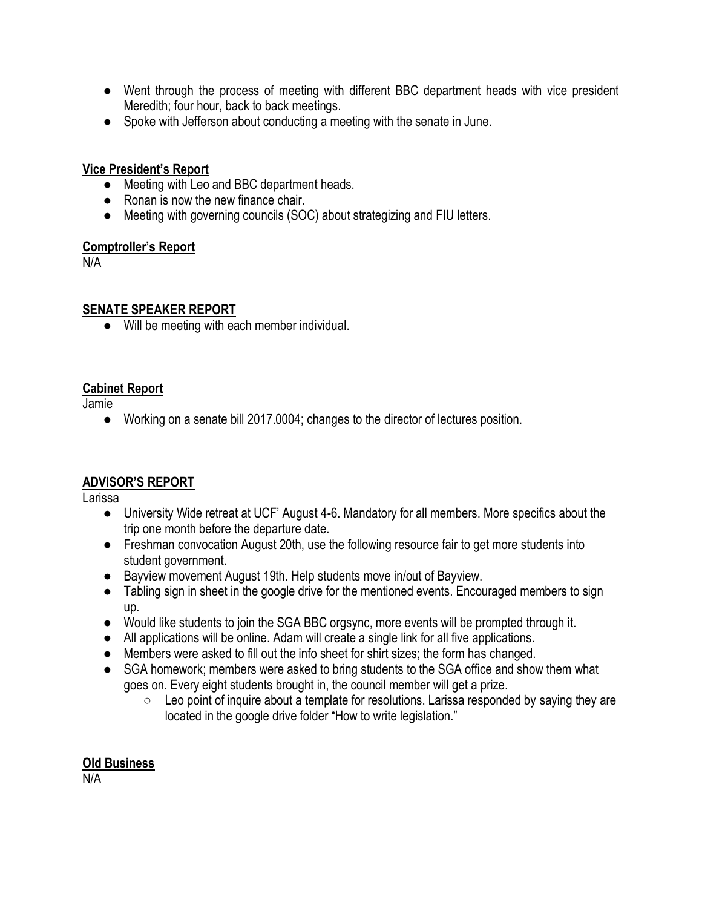- Went through the process of meeting with different BBC department heads with vice president Meredith; four hour, back to back meetings.
- Spoke with Jefferson about conducting a meeting with the senate in June.

**Vice President's Report**

- Meeting with Leo and BBC department heads.
- Ronan is now the new finance chair.
- Meeting with governing councils (SOC) about strategizing and FIU letters.

**Comptroller's Report**

N/A

**SENATE SPEAKER REPORT**

- Will be meeting with each member individual.

**Cabinet Report**

Jamie

- Working on a senate bill 2017.0004; changes to the director of lectures position.

**ADVISOR'S REPORT**

Larissa

- University Wide retreat at UCF' August 4-6. Mandatory for all members. More specifics about the trip one month before the departure date.
- Freshman convocation August 20th, use the following resource fair to get more students into student government.
- Bayview movement August 19th. Help students move in/out of Bayview.
- Tabling sign in sheet in the google drive for the mentioned events. Encouraged members to sign up.
- Would like students to join the SGA BBC orgsync, more events will be prompted through it.
- All applications will be online. Adam will create a single link for all five applications.
- Members were asked to fill out the info sheet for shirt sizes; the form has changed.
- SGA homework; members were asked to bring students to the SGA office and show them what goes on. Every eight students brought in, the council member will get a prize.
  - Leo point of inquire about a template for resolutions. Larissa responded by saying they are located in the google drive folder "How to write legislation."

**Old Business**

N/A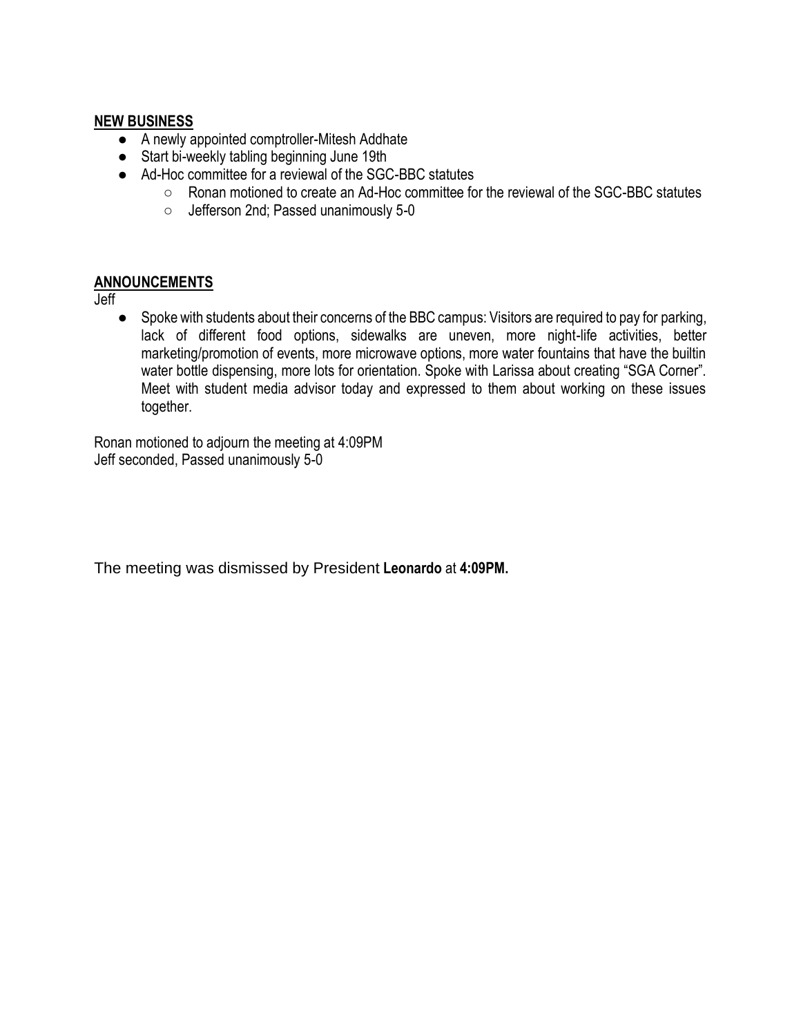**NEW BUSINESS**

- A newly appointed comptroller-Mitesh Addhate
- Start bi-weekly tabling beginning June 19th
- Ad-Hoc committee for a reviewal of the SGC-BBC statutes
  - Ronan motioned to create an Ad-Hoc committee for the reviewal of the SGC-BBC statutes
  - Jefferson 2nd; Passed unanimously 5-0

**ANNOUNCEMENTS**

Jeff

- Spoke with students about their concerns of the BBC campus: Visitors are required to pay for parking, lack of different food options, sidewalks are uneven, more night-life activities, better marketing/promotion of events, more microwave options, more water fountains that have the builtin water bottle dispensing, more lots for orientation. Spoke with Larissa about creating "SGA Corner". Meet with student media advisor today and expressed to them about working on these issues together.

Ronan motioned to adjourn the meeting at 4:09PM
Jeff seconded, Passed unanimously 5-0

The meeting was dismissed by President **Leonardo** at **4:09PM.**